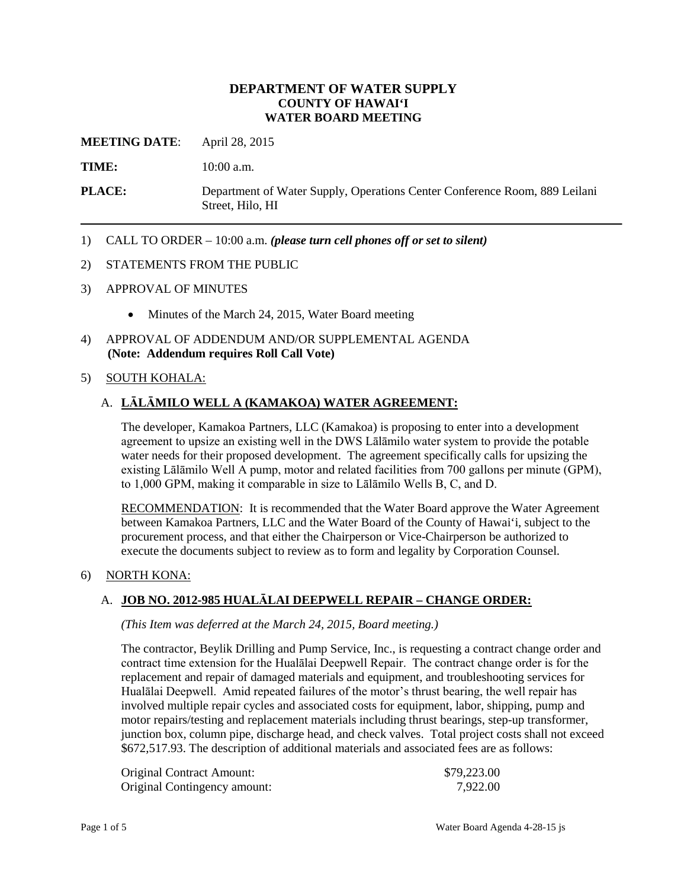# DEPARTMENT OF WATER SUPPLY
## COUNTY OF HAWAI‘I
## WATER BOARD MEETING

**MEETING DATE**: April 28, 2015

**TIME:** 10:00 a.m.

**PLACE:** Department of Water Supply, Operations Center Conference Room, 889 Leilani Street, Hilo, HI

---

1) CALL TO ORDER – 10:00 a.m. ***(please turn cell phones off or set to silent)***

2) STATEMENTS FROM THE PUBLIC

3) APPROVAL OF MINUTES

   - Minutes of the March 24, 2015, Water Board meeting

4) APPROVAL OF ADDENDUM AND/OR SUPPLEMENTAL AGENDA
   **(Note: Addendum requires Roll Call Vote)**

5) SOUTH KOHALA:

   A. **LĀLĀMILO WELL A (KAMAKOA) WATER AGREEMENT:**

   The developer, Kamakoa Partners, LLC (Kamakoa) is proposing to enter into a development agreement to upsize an existing well in the DWS Lālāmilo water system to provide the potable water needs for their proposed development. The agreement specifically calls for upsizing the existing Lālāmilo Well A pump, motor and related facilities from 700 gallons per minute (GPM), to 1,000 GPM, making it comparable in size to Lālāmilo Wells B, C, and D.

   RECOMMENDATION: It is recommended that the Water Board approve the Water Agreement between Kamakoa Partners, LLC and the Water Board of the County of Hawai‘i, subject to the procurement process, and that either the Chairperson or Vice-Chairperson be authorized to execute the documents subject to review as to form and legality by Corporation Counsel.

6) NORTH KONA:

   A. **JOB NO. 2012-985 HUALĀLAI DEEPWELL REPAIR – CHANGE ORDER:**

   *(This Item was deferred at the March 24, 2015, Board meeting.)*

   The contractor, Beylik Drilling and Pump Service, Inc., is requesting a contract change order and contract time extension for the Hualālai Deepwell Repair. The contract change order is for the replacement and repair of damaged materials and equipment, and troubleshooting services for Hualālai Deepwell. Amid repeated failures of the motor’s thrust bearing, the well repair has involved multiple repair cycles and associated costs for equipment, labor, shipping, pump and motor repairs/testing and replacement materials including thrust bearings, step-up transformer, junction box, column pipe, discharge head, and check valves. Total project costs shall not exceed $672,517.93. The description of additional materials and associated fees are as follows:

| | |
|---|---|
| Original Contract Amount: | $79,223.00 |
| Original Contingency amount: | 7,922.00 |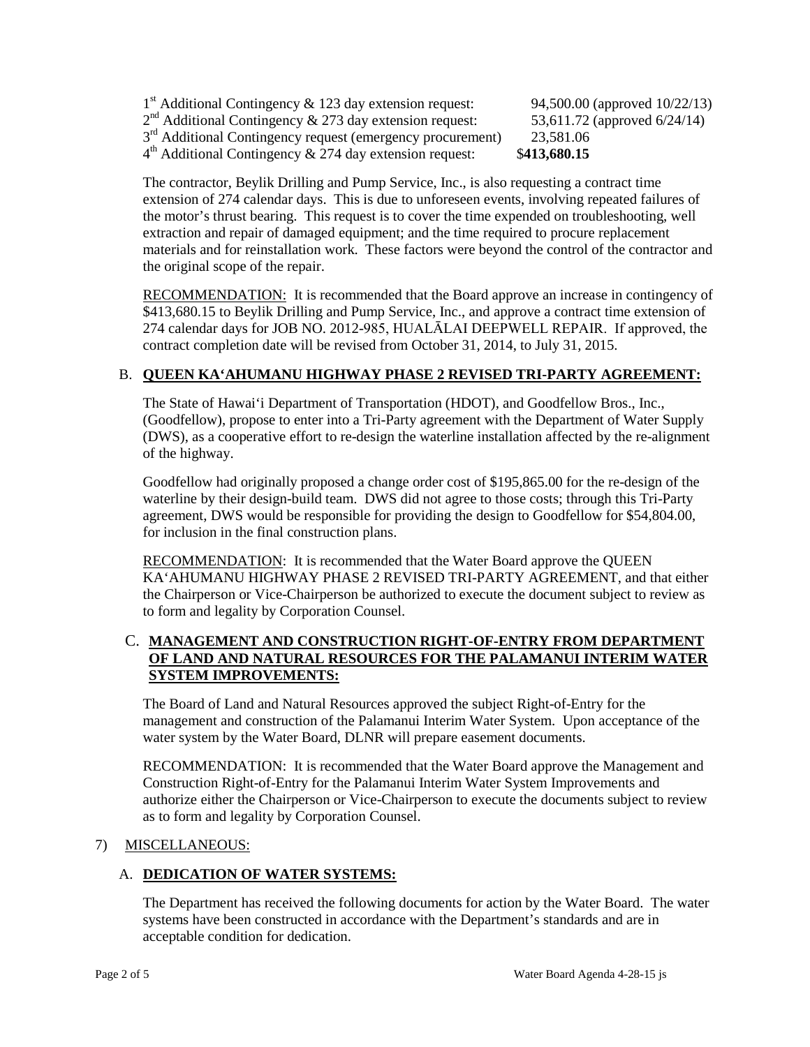| | |
|---|---|
| 1st Additional Contingency & 123 day extension request: | 94,500.00 (approved 10/22/13) |
| 2nd Additional Contingency & 273 day extension request: | 53,611.72 (approved 6/24/14) |
| 3rd Additional Contingency request (emergency procurement) | 23,581.06 |
| 4th Additional Contingency & 274 day extension request: | **$413,680.15** |

The contractor, Beylik Drilling and Pump Service, Inc., is also requesting a contract time extension of 274 calendar days. This is due to unforeseen events, involving repeated failures of the motor's thrust bearing. This request is to cover the time expended on troubleshooting, well extraction and repair of damaged equipment; and the time required to procure replacement materials and for reinstallation work. These factors were beyond the control of the contractor and the original scope of the repair.

RECOMMENDATION: It is recommended that the Board approve an increase in contingency of $413,680.15 to Beylik Drilling and Pump Service, Inc., and approve a contract time extension of 274 calendar days for JOB NO. 2012-985, HUALĀLAI DEEPWELL REPAIR. If approved, the contract completion date will be revised from October 31, 2014, to July 31, 2015.

B. **QUEEN KA'AHUMANU HIGHWAY PHASE 2 REVISED TRI-PARTY AGREEMENT:**

The State of Hawai'i Department of Transportation (HDOT), and Goodfellow Bros., Inc., (Goodfellow), propose to enter into a Tri-Party agreement with the Department of Water Supply (DWS), as a cooperative effort to re-design the waterline installation affected by the re-alignment of the highway.

Goodfellow had originally proposed a change order cost of $195,865.00 for the re-design of the waterline by their design-build team. DWS did not agree to those costs; through this Tri-Party agreement, DWS would be responsible for providing the design to Goodfellow for $54,804.00, for inclusion in the final construction plans.

RECOMMENDATION: It is recommended that the Water Board approve the QUEEN KA'AHUMANU HIGHWAY PHASE 2 REVISED TRI-PARTY AGREEMENT, and that either the Chairperson or Vice-Chairperson be authorized to execute the document subject to review as to form and legality by Corporation Counsel.

C. **MANAGEMENT AND CONSTRUCTION RIGHT-OF-ENTRY FROM DEPARTMENT OF LAND AND NATURAL RESOURCES FOR THE PALAMANUI INTERIM WATER SYSTEM IMPROVEMENTS:**

The Board of Land and Natural Resources approved the subject Right-of-Entry for the management and construction of the Palamanui Interim Water System. Upon acceptance of the water system by the Water Board, DLNR will prepare easement documents.

RECOMMENDATION: It is recommended that the Water Board approve the Management and Construction Right-of-Entry for the Palamanui Interim Water System Improvements and authorize either the Chairperson or Vice-Chairperson to execute the documents subject to review as to form and legality by Corporation Counsel.

7) MISCELLANEOUS:

A. **DEDICATION OF WATER SYSTEMS:**

The Department has received the following documents for action by the Water Board. The water systems have been constructed in accordance with the Department's standards and are in acceptable condition for dedication.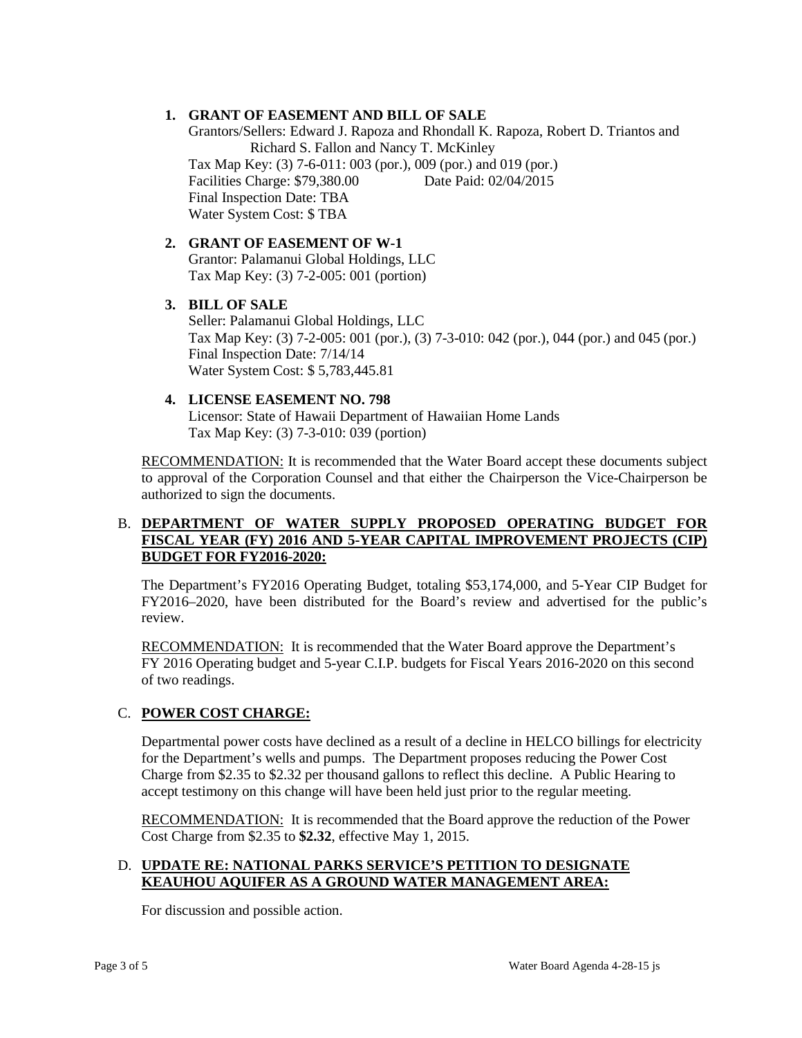1. **GRANT OF EASEMENT AND BILL OF SALE**
   Grantors/Sellers: Edward J. Rapoza and Rhondall K. Rapoza, Robert D. Triantos and Richard S. Fallon and Nancy T. McKinley
   Tax Map Key: (3) 7-6-011: 003 (por.), 009 (por.) and 019 (por.)
   Facilities Charge: $79,380.00 Date Paid: 02/04/2015
   Final Inspection Date: TBA
   Water System Cost: $ TBA

2. **GRANT OF EASEMENT OF W-1**
   Grantor: Palamanui Global Holdings, LLC
   Tax Map Key: (3) 7-2-005: 001 (portion)

3. **BILL OF SALE**
   Seller: Palamanui Global Holdings, LLC
   Tax Map Key: (3) 7-2-005: 001 (por.), (3) 7-3-010: 042 (por.), 044 (por.) and 045 (por.)
   Final Inspection Date: 7/14/14
   Water System Cost: $ 5,783,445.81

4. **LICENSE EASEMENT NO. 798**
   Licensor: State of Hawaii Department of Hawaiian Home Lands
   Tax Map Key: (3) 7-3-010: 039 (portion)

RECOMMENDATION: It is recommended that the Water Board accept these documents subject to approval of the Corporation Counsel and that either the Chairperson the Vice-Chairperson be authorized to sign the documents.

B. **DEPARTMENT OF WATER SUPPLY PROPOSED OPERATING BUDGET FOR FISCAL YEAR (FY) 2016 AND 5-YEAR CAPITAL IMPROVEMENT PROJECTS (CIP) BUDGET FOR FY2016-2020:**

The Department's FY2016 Operating Budget, totaling $53,174,000, and 5-Year CIP Budget for FY2016–2020, have been distributed for the Board's review and advertised for the public's review.

RECOMMENDATION: It is recommended that the Water Board approve the Department's FY 2016 Operating budget and 5-year C.I.P. budgets for Fiscal Years 2016-2020 on this second of two readings.

C. **POWER COST CHARGE:**

Departmental power costs have declined as a result of a decline in HELCO billings for electricity for the Department's wells and pumps. The Department proposes reducing the Power Cost Charge from $2.35 to $2.32 per thousand gallons to reflect this decline. A Public Hearing to accept testimony on this change will have been held just prior to the regular meeting.

RECOMMENDATION: It is recommended that the Board approve the reduction of the Power Cost Charge from $2.35 to **$2.32**, effective May 1, 2015.

D. **UPDATE RE: NATIONAL PARKS SERVICE'S PETITION TO DESIGNATE KEAUHOU AQUIFER AS A GROUND WATER MANAGEMENT AREA:**

For discussion and possible action.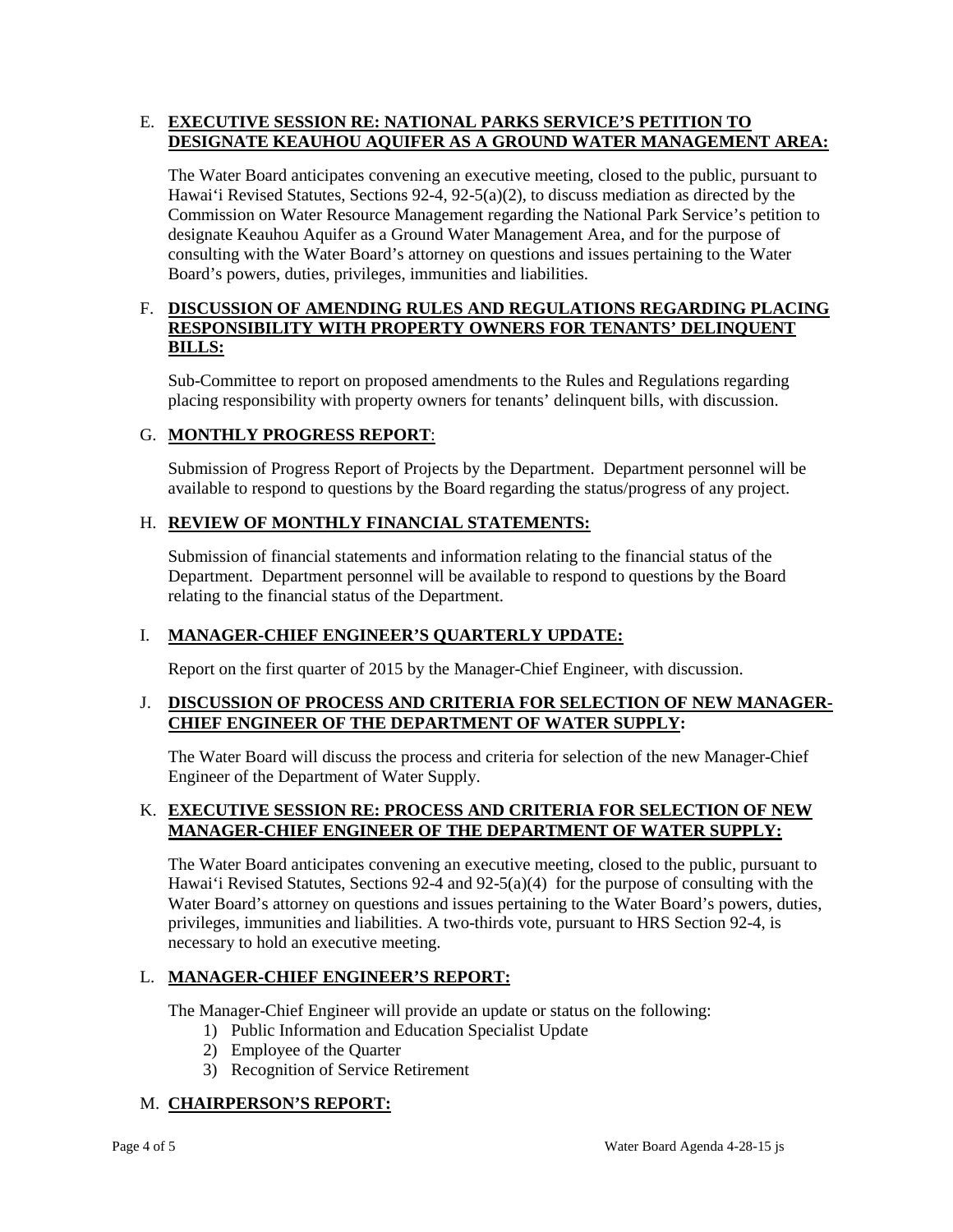E. **EXECUTIVE SESSION RE: NATIONAL PARKS SERVICE'S PETITION TO DESIGNATE KEAUHOU AQUIFER AS A GROUND WATER MANAGEMENT AREA:**

The Water Board anticipates convening an executive meeting, closed to the public, pursuant to Hawai'i Revised Statutes, Sections 92-4, 92-5(a)(2), to discuss mediation as directed by the Commission on Water Resource Management regarding the National Park Service's petition to designate Keauhou Aquifer as a Ground Water Management Area, and for the purpose of consulting with the Water Board's attorney on questions and issues pertaining to the Water Board's powers, duties, privileges, immunities and liabilities.

F. **DISCUSSION OF AMENDING RULES AND REGULATIONS REGARDING PLACING RESPONSIBILITY WITH PROPERTY OWNERS FOR TENANTS' DELINQUENT BILLS:**

Sub-Committee to report on proposed amendments to the Rules and Regulations regarding placing responsibility with property owners for tenants' delinquent bills, with discussion.

G. **MONTHLY PROGRESS REPORT**:

Submission of Progress Report of Projects by the Department. Department personnel will be available to respond to questions by the Board regarding the status/progress of any project.

H. **REVIEW OF MONTHLY FINANCIAL STATEMENTS:**

Submission of financial statements and information relating to the financial status of the Department. Department personnel will be available to respond to questions by the Board relating to the financial status of the Department.

I. **MANAGER-CHIEF ENGINEER'S QUARTERLY UPDATE:**

Report on the first quarter of 2015 by the Manager-Chief Engineer, with discussion.

J. **DISCUSSION OF PROCESS AND CRITERIA FOR SELECTION OF NEW MANAGER-CHIEF ENGINEER OF THE DEPARTMENT OF WATER SUPPLY:**

The Water Board will discuss the process and criteria for selection of the new Manager-Chief Engineer of the Department of Water Supply.

K. **EXECUTIVE SESSION RE: PROCESS AND CRITERIA FOR SELECTION OF NEW MANAGER-CHIEF ENGINEER OF THE DEPARTMENT OF WATER SUPPLY:**

The Water Board anticipates convening an executive meeting, closed to the public, pursuant to Hawai'i Revised Statutes, Sections 92-4 and 92-5(a)(4) for the purpose of consulting with the Water Board's attorney on questions and issues pertaining to the Water Board's powers, duties, privileges, immunities and liabilities. A two-thirds vote, pursuant to HRS Section 92-4, is necessary to hold an executive meeting.

L. **MANAGER-CHIEF ENGINEER'S REPORT:**

The Manager-Chief Engineer will provide an update or status on the following:

1) Public Information and Education Specialist Update
2) Employee of the Quarter
3) Recognition of Service Retirement

M. **CHAIRPERSON'S REPORT:**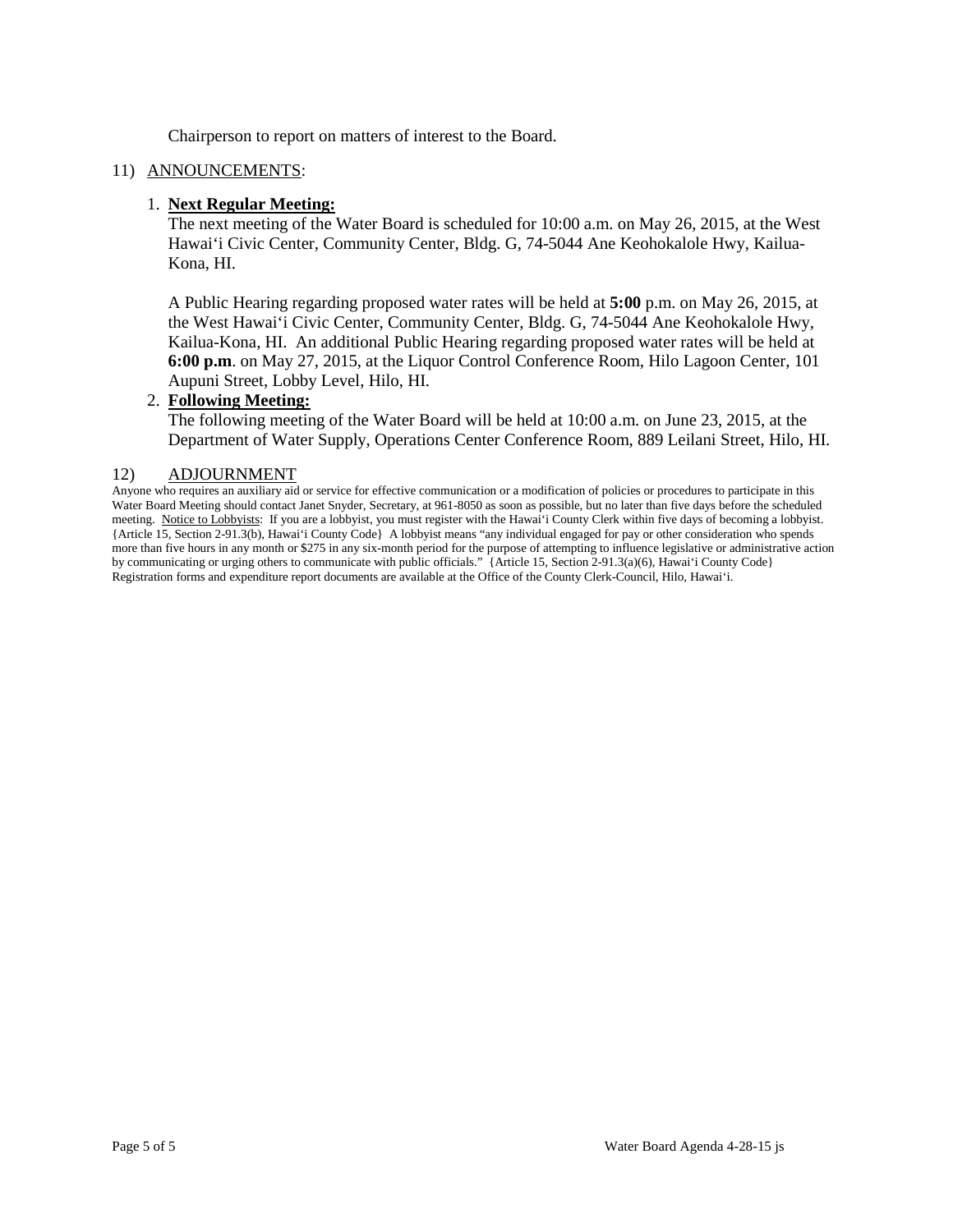Chairperson to report on matters of interest to the Board.

11) ANNOUNCEMENTS:

1. **Next Regular Meeting:**
   The next meeting of the Water Board is scheduled for 10:00 a.m. on May 26, 2015, at the West Hawai'i Civic Center, Community Center, Bldg. G, 74-5044 Ane Keohokalole Hwy, Kailua-Kona, HI.

   A Public Hearing regarding proposed water rates will be held at **5:00** p.m. on May 26, 2015, at the West Hawai'i Civic Center, Community Center, Bldg. G, 74-5044 Ane Keohokalole Hwy, Kailua-Kona, HI. An additional Public Hearing regarding proposed water rates will be held at **6:00 p.m**. on May 27, 2015, at the Liquor Control Conference Room, Hilo Lagoon Center, 101 Aupuni Street, Lobby Level, Hilo, HI.

2. **Following Meeting:**
   The following meeting of the Water Board will be held at 10:00 a.m. on June 23, 2015, at the Department of Water Supply, Operations Center Conference Room, 889 Leilani Street, Hilo, HI.

12) ADJOURNMENT

Anyone who requires an auxiliary aid or service for effective communication or a modification of policies or procedures to participate in this Water Board Meeting should contact Janet Snyder, Secretary, at 961-8050 as soon as possible, but no later than five days before the scheduled meeting. Notice to Lobbyists: If you are a lobbyist, you must register with the Hawai'i County Clerk within five days of becoming a lobbyist. {Article 15, Section 2-91.3(b), Hawai'i County Code} A lobbyist means "any individual engaged for pay or other consideration who spends more than five hours in any month or $275 in any six-month period for the purpose of attempting to influence legislative or administrative action by communicating or urging others to communicate with public officials." {Article 15, Section 2-91.3(a)(6), Hawai'i County Code} Registration forms and expenditure report documents are available at the Office of the County Clerk-Council, Hilo, Hawai'i.